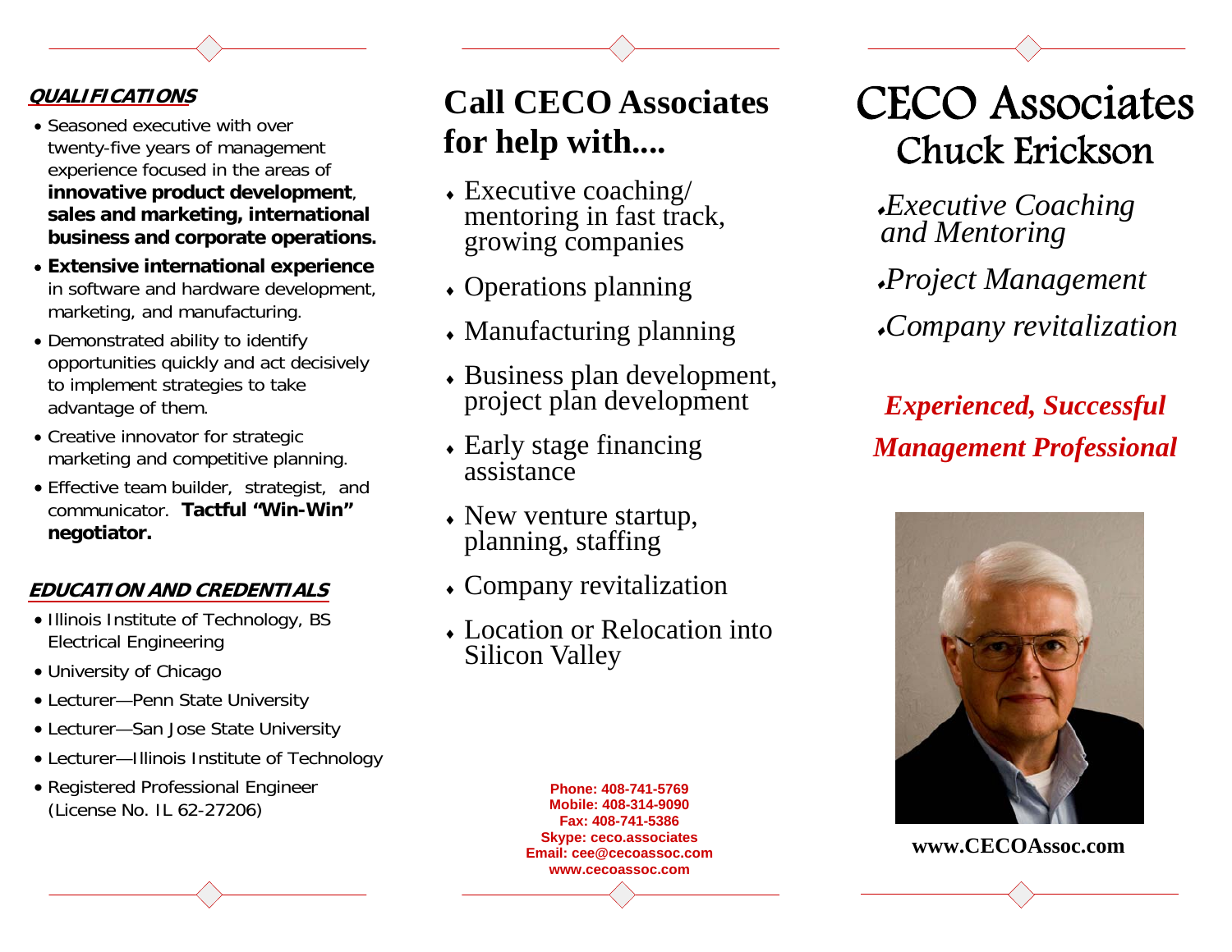### QUALIFICATIONS

- Seasoned executive with over twenty-five years of management experience focused in the areas of **innovative product development**, **sales and marketing, international business and corporate operations.**
- **Extensive international experience** in software and hardware development, marketing, and manufacturing.
- Demonstrated ability to identify opportunities quickly and act decisively to implement strategies to take advantage of them.
- Creative innovator for strategic marketing and competitive planning.
- Effective team builder, strategist, and communicator. **Tactful "Win-Win" negotiator.**

### EDUCATION AND CREDENTIALS

- Illinois Institute of Technology, BS Electrical Engineering
- University of Chicago
- Lecturer—Penn State University
- Lecturer—San Jose State University
- Lecturer—Illinois Institute of Technology
- Registered Professional Engineer (License No. IL 62-27206)

## Call CECO Associates for help with....

- Executive coaching/ mentoring in fast track, growing companies
- Operations planning
- Manufacturing planning
- Business plan development, project plan development
- Early stage financing assistance
- New venture startup, planning, staffing
- Company revitalization
- Location or Relocation into Silicon Valley

**Phone: 408-741-5769**
**Mobile: 408-314-9090**
**Fax: 408-741-5386**
**Skype: ceco.associates**
**Email: cee@cecoassoc.com**
**www.cecoassoc.com**

# CECO Associates
## Chuck Erickson

- *Executive Coaching and Mentoring*
- *Project Management*
- *Company revitalization*

***Experienced, Successful Management Professional***

**www.CECOAssoc.com**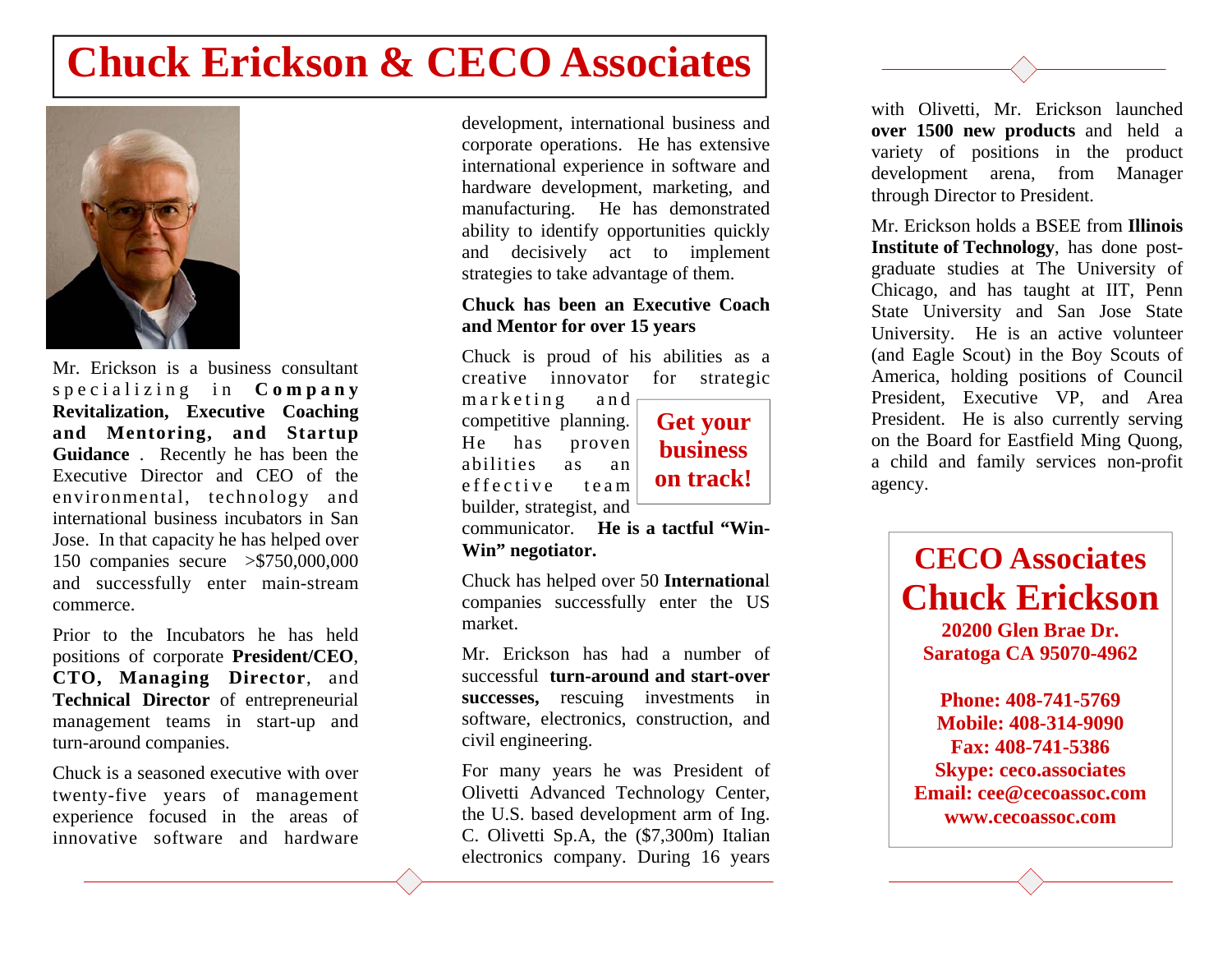# Chuck Erickson & CECO Associates

Mr. Erickson is a business consultant specializing in **Company Revitalization, Executive Coaching and Mentoring, and Startup Guidance** . Recently he has been the Executive Director and CEO of the environmental, technology and international business incubators in San Jose. In that capacity he has helped over 150 companies secure >$750,000,000 and successfully enter main-stream commerce.

Prior to the Incubators he has held positions of corporate **President/CEO**, **CTO, Managing Director**, and **Technical Director** of entrepreneurial management teams in start-up and turn-around companies.

Chuck is a seasoned executive with over twenty-five years of management experience focused in the areas of innovative software and hardware development, international business and corporate operations. He has extensive international experience in software and hardware development, marketing, and manufacturing. He has demonstrated ability to identify opportunities quickly and decisively act to implement strategies to take advantage of them.

**Chuck has been an Executive Coach and Mentor for over 15 years**

Chuck is proud of his abilities as a creative innovator for strategic marketing and competitive planning. He has proven abilities as an effective team builder, strategist, and communicator. **He is a tactful "Win-Win" negotiator.**

**Get your business on track!**

Chuck has helped over 50 **International** companies successfully enter the US market.

Mr. Erickson has had a number of successful **turn-around and start-over successes,** rescuing investments in software, electronics, construction, and civil engineering.

For many years he was President of Olivetti Advanced Technology Center, the U.S. based development arm of Ing. C. Olivetti Sp.A, the ($7,300m) Italian electronics company. During 16 years with Olivetti, Mr. Erickson launched **over 1500 new products** and held a variety of positions in the product development arena, from Manager through Director to President.

Mr. Erickson holds a BSEE from **Illinois Institute of Technology**, has done post-graduate studies at The University of Chicago, and has taught at IIT, Penn State University and San Jose State University. He is an active volunteer (and Eagle Scout) in the Boy Scouts of America, holding positions of Council President, Executive VP, and Area President. He is also currently serving on the Board for Eastfield Ming Quong, a child and family services non-profit agency.

## CECO Associates
## Chuck Erickson

**20200 Glen Brae Dr.**
**Saratoga CA 95070-4962**

**Phone: 408-741-5769**
**Mobile: 408-314-9090**
**Fax: 408-741-5386**
**Skype: ceco.associates**
**Email: cee@cecoassoc.com**
**www.cecoassoc.com**